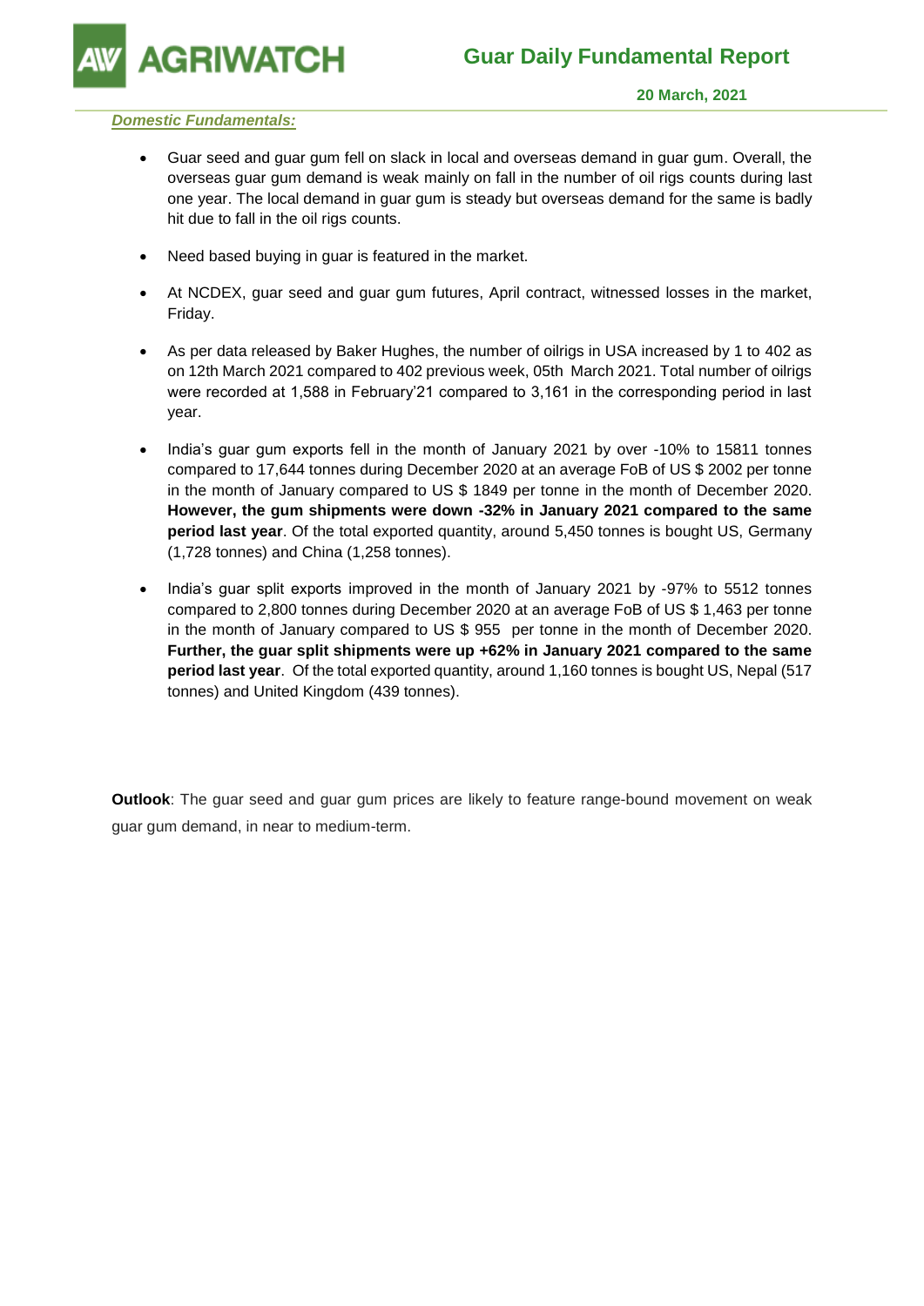# Guar Daily Fundamental Report

**20 March, 2021**

***Domestic Fundamentals:***

- Guar seed and guar gum fell on slack in local and overseas demand in guar gum. Overall, the overseas guar gum demand is weak mainly on fall in the number of oil rigs counts during last one year. The local demand in guar gum is steady but overseas demand for the same is badly hit due to fall in the oil rigs counts.

- Need based buying in guar is featured in the market.

- At NCDEX, guar seed and guar gum futures, April contract, witnessed losses in the market, Friday.

- As per data released by Baker Hughes, the number of oilrigs in USA increased by 1 to 402 as on 12th March 2021 compared to 402 previous week, 05th March 2021. Total number of oilrigs were recorded at 1,588 in February'21 compared to 3,161 in the corresponding period in last year.

- India's guar gum exports fell in the month of January 2021 by over -10% to 15811 tonnes compared to 17,644 tonnes during December 2020 at an average FoB of US $ 2002 per tonne in the month of January compared to US $ 1849 per tonne in the month of December 2020. **However, the gum shipments were down -32% in January 2021 compared to the same period last year**. Of the total exported quantity, around 5,450 tonnes is bought US, Germany (1,728 tonnes) and China (1,258 tonnes).

- India's guar split exports improved in the month of January 2021 by -97% to 5512 tonnes compared to 2,800 tonnes during December 2020 at an average FoB of US $ 1,463 per tonne in the month of January compared to US $ 955 per tonne in the month of December 2020. **Further, the guar split shipments were up +62% in January 2021 compared to the same period last year**. Of the total exported quantity, around 1,160 tonnes is bought US, Nepal (517 tonnes) and United Kingdom (439 tonnes).

**Outlook**: The guar seed and guar gum prices are likely to feature range-bound movement on weak guar gum demand, in near to medium-term.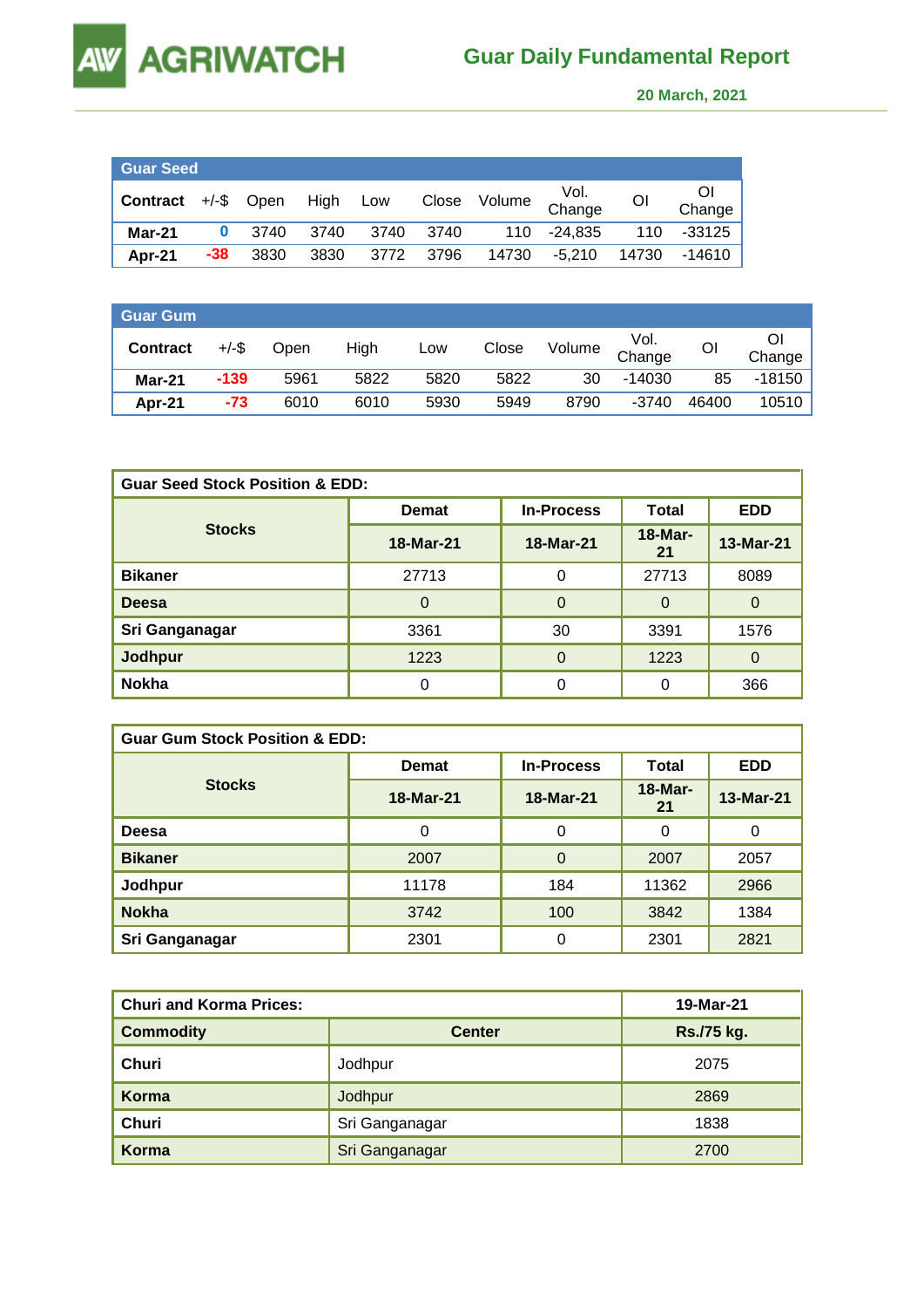# Guar Daily Fundamental Report

**20 March, 2021**

**Guar Seed**

| Contract | +/-$ | Open | High | Low | Close | Volume | Vol. Change | OI | OI Change |
|---|---|---|---|---|---|---|---|---|---|
| Mar-21 | 0 | 3740 | 3740 | 3740 | 3740 | 110 | -24,835 | 110 | -33125 |
| Apr-21 | -38 | 3830 | 3830 | 3772 | 3796 | 14730 | -5,210 | 14730 | -14610 |

**Guar Gum**

| Contract | +/-$ | Open | High | Low | Close | Volume | Vol. Change | OI | OI Change |
|---|---|---|---|---|---|---|---|---|---|
| Mar-21 | -139 | 5961 | 5822 | 5820 | 5822 | 30 | -14030 | 85 | -18150 |
| Apr-21 | -73 | 6010 | 6010 | 5930 | 5949 | 8790 | -3740 | 46400 | 10510 |

**Guar Seed Stock Position & EDD:**

| Stocks | Demat | In-Process | Total | EDD |
|---|---|---|---|---|
| | 18-Mar-21 | 18-Mar-21 | 18-Mar-21 | 13-Mar-21 |
| Bikaner | 27713 | 0 | 27713 | 8089 |
| Deesa | 0 | 0 | 0 | 0 |
| Sri Ganganagar | 3361 | 30 | 3391 | 1576 |
| Jodhpur | 1223 | 0 | 1223 | 0 |
| Nokha | 0 | 0 | 0 | 366 |

**Guar Gum Stock Position & EDD:**

| Stocks | Demat | In-Process | Total | EDD |
|---|---|---|---|---|
| | 18-Mar-21 | 18-Mar-21 | 18-Mar-21 | 13-Mar-21 |
| Deesa | 0 | 0 | 0 | 0 |
| Bikaner | 2007 | 0 | 2007 | 2057 |
| Jodhpur | 11178 | 184 | 11362 | 2966 |
| Nokha | 3742 | 100 | 3842 | 1384 |
| Sri Ganganagar | 2301 | 0 | 2301 | 2821 |

**Churi and Korma Prices:**

| Commodity | Center | 19-Mar-21 Rs./75 kg. |
|---|---|---|
| Churi | Jodhpur | 2075 |
| Korma | Jodhpur | 2869 |
| Churi | Sri Ganganagar | 1838 |
| Korma | Sri Ganganagar | 2700 |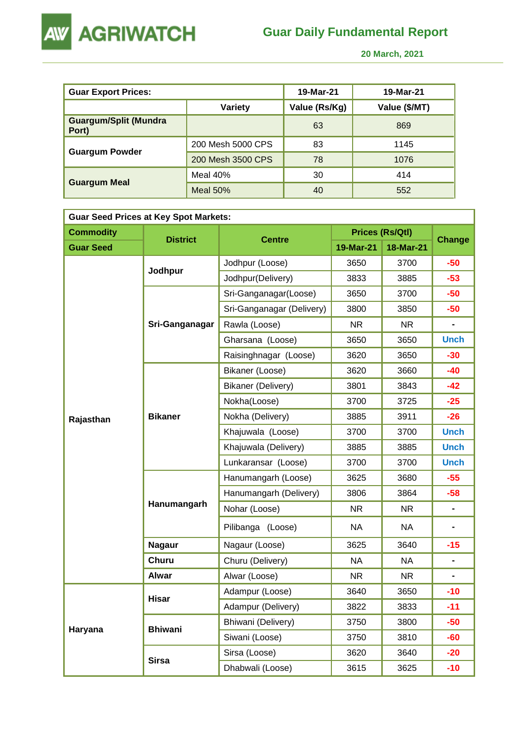| Guar Export Prices: | | 19-Mar-21 | 19-Mar-21 |
|---|---|---|---|
| | Variety | Value (Rs/Kg) | Value ($/MT) |
| Guargum/Split (Mundra Port) | | 63 | 869 |
| Guargum Powder | 200 Mesh 5000 CPS | 83 | 1145 |
| | 200 Mesh 3500 CPS | 78 | 1076 |
| Guargum Meal | Meal 40% | 30 | 414 |
| | Meal 50% | 40 | 552 |

| Guar Seed Prices at Key Spot Markets: | | | | | |
|---|---|---|---|---|---|
| Commodity | District | Centre | Prices (Rs/Qtl) | | Change |
| Guar Seed | | | 19-Mar-21 | 18-Mar-21 | |
| Rajasthan | Jodhpur | Jodhpur (Loose) | 3650 | 3700 | -50 |
| | | Jodhpur(Delivery) | 3833 | 3885 | -53 |
| | Sri-Ganganagar | Sri-Ganganagar(Loose) | 3650 | 3700 | -50 |
| | | Sri-Ganganagar (Delivery) | 3800 | 3850 | -50 |
| | | Rawla (Loose) | NR | NR | - |
| | | Gharsana (Loose) | 3650 | 3650 | Unch |
| | | Raisinghnagar (Loose) | 3620 | 3650 | -30 |
| | Bikaner | Bikaner (Loose) | 3620 | 3660 | -40 |
| | | Bikaner (Delivery) | 3801 | 3843 | -42 |
| | | Nokha(Loose) | 3700 | 3725 | -25 |
| | | Nokha (Delivery) | 3885 | 3911 | -26 |
| | | Khajuwala (Loose) | 3700 | 3700 | Unch |
| | | Khajuwala (Delivery) | 3885 | 3885 | Unch |
| | | Lunkaransar (Loose) | 3700 | 3700 | Unch |
| | Hanumangarh | Hanumangarh (Loose) | 3625 | 3680 | -55 |
| | | Hanumangarh (Delivery) | 3806 | 3864 | -58 |
| | | Nohar (Loose) | NR | NR | - |
| | | Pilibanga (Loose) | NA | NA | - |
| | Nagaur | Nagaur (Loose) | 3625 | 3640 | -15 |
| | Churu | Churu (Delivery) | NA | NA | - |
| | Alwar | Alwar (Loose) | NR | NR | - |
| Haryana | Hisar | Adampur (Loose) | 3640 | 3650 | -10 |
| | | Adampur (Delivery) | 3822 | 3833 | -11 |
| | Bhiwani | Bhiwani (Delivery) | 3750 | 3800 | -50 |
| | | Siwani (Loose) | 3750 | 3810 | -60 |
| | Sirsa | Sirsa (Loose) | 3620 | 3640 | -20 |
| | | Dhabwali (Loose) | 3615 | 3625 | -10 |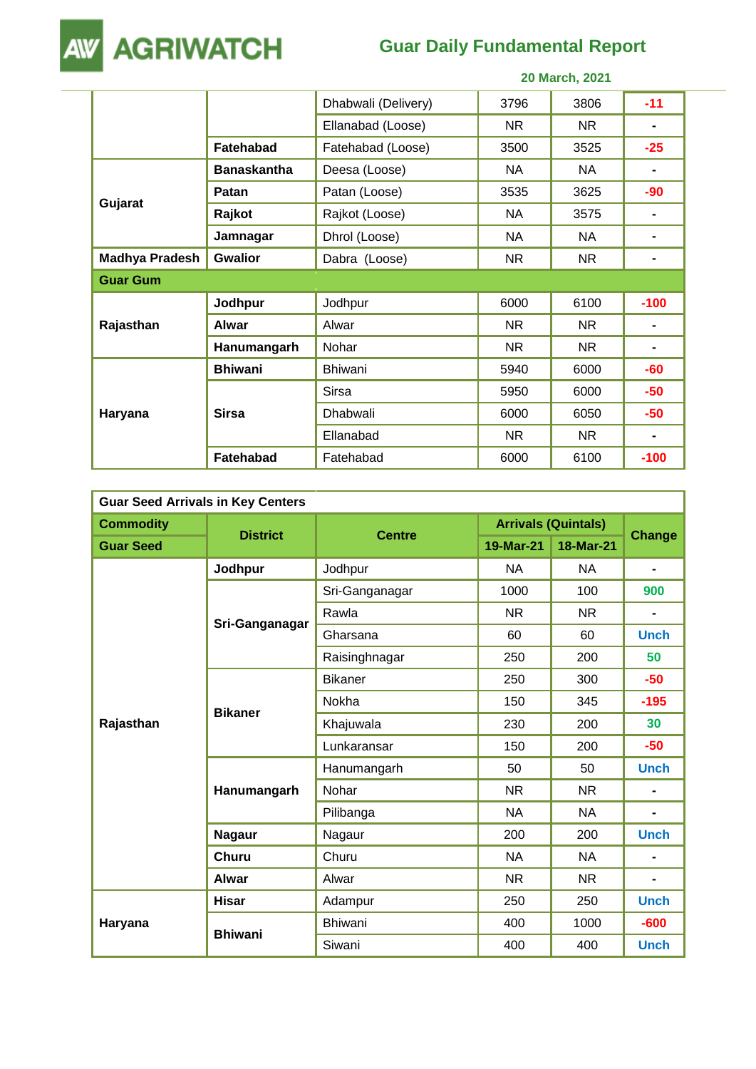|  |  | Dhabwali (Delivery) | 3796 | 3806 | -11 |
|---|---|---|---|---|---|
|  |  | Ellanabad (Loose) | NR | NR | - |
|  | **Fatehabad** | Fatehabad (Loose) | 3500 | 3525 | -25 |
| **Gujarat** | **Banaskantha** | Deesa (Loose) | NA | NA | - |
|  | **Patan** | Patan (Loose) | 3535 | 3625 | -90 |
|  | **Rajkot** | Rajkot (Loose) | NA | 3575 | - |
|  | **Jamnagar** | Dhrol (Loose) | NA | NA | - |
| **Madhya Pradesh** | **Gwalior** | Dabra (Loose) | NR | NR | - |
| **Guar Gum** |  |  |  |  |  |
| **Rajasthan** | **Jodhpur** | Jodhpur | 6000 | 6100 | -100 |
|  | **Alwar** | Alwar | NR | NR | - |
|  | **Hanumangarh** | Nohar | NR | NR | - |
| **Haryana** | **Bhiwani** | Bhiwani | 5940 | 6000 | -60 |
|  | **Sirsa** | Sirsa | 5950 | 6000 | -50 |
|  |  | Dhabwali | 6000 | 6050 | -50 |
|  |  | Ellanabad | NR | NR | - |
|  | **Fatehabad** | Fatehabad | 6000 | 6100 | -100 |

| **Guar Seed Arrivals in Key Centers** |  |  |  |  |  |
|---|---|---|---|---|---|
| **Commodity** | **District** | **Centre** | **Arrivals (Quintals)** |  | **Change** |
| **Guar Seed** |  |  | **19-Mar-21** | **18-Mar-21** |  |
| **Rajasthan** | **Jodhpur** | Jodhpur | NA | NA | - |
|  | **Sri-Ganganagar** | Sri-Ganganagar | 1000 | 100 | 900 |
|  |  | Rawla | NR | NR | - |
|  |  | Gharsana | 60 | 60 | Unch |
|  |  | Raisinghnagar | 250 | 200 | 50 |
|  | **Bikaner** | Bikaner | 250 | 300 | -50 |
|  |  | Nokha | 150 | 345 | -195 |
|  |  | Khajuwala | 230 | 200 | 30 |
|  |  | Lunkaransar | 150 | 200 | -50 |
|  | **Hanumangarh** | Hanumangarh | 50 | 50 | Unch |
|  |  | Nohar | NR | NR | - |
|  |  | Pilibanga | NA | NA | - |
|  | **Nagaur** | Nagaur | 200 | 200 | Unch |
|  | **Churu** | Churu | NA | NA | - |
|  | **Alwar** | Alwar | NR | NR | - |
| **Haryana** | **Hisar** | Adampur | 250 | 250 | Unch |
|  | **Bhiwani** | Bhiwani | 400 | 1000 | -600 |
|  |  | Siwani | 400 | 400 | Unch |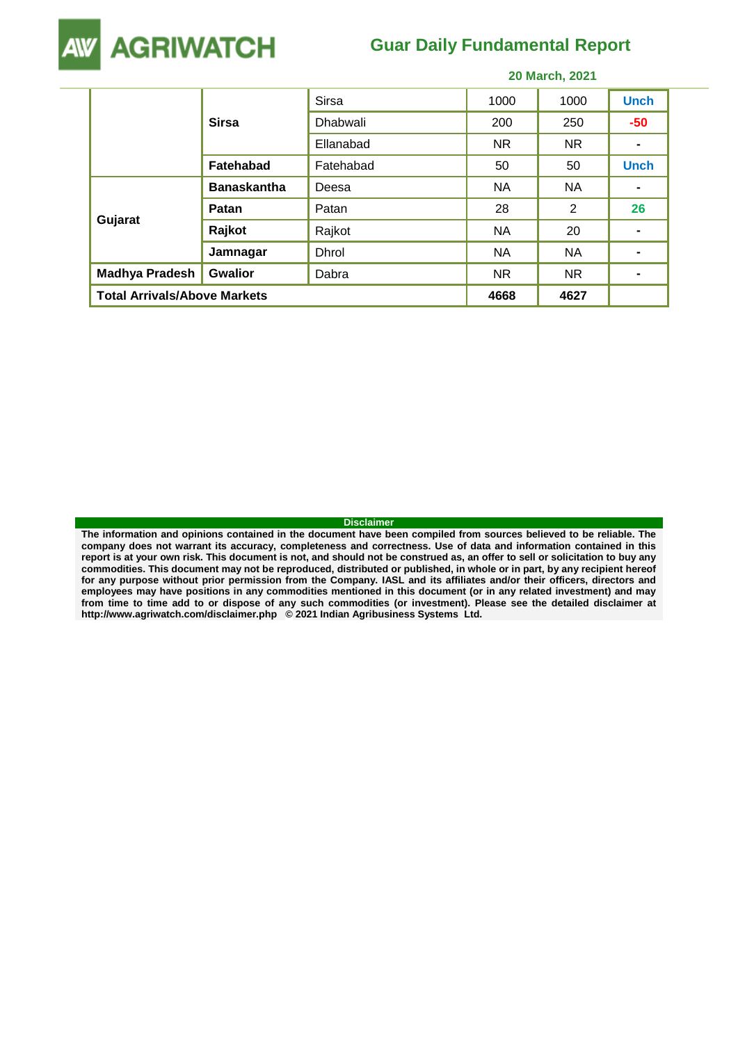# Guar Daily Fundamental Report

**20 March, 2021**

| | | | | | |
|---|---|---|---|---|---|
| | **Sirsa** | Sirsa | 1000 | 1000 | Unch |
| | | Dhabwali | 200 | 250 | -50 |
| | | Ellanabad | NR | NR | - |
| | **Fatehabad** | Fatehabad | 50 | 50 | Unch |
| **Gujarat** | **Banaskantha** | Deesa | NA | NA | - |
| | **Patan** | Patan | 28 | 2 | 26 |
| | **Rajkot** | Rajkot | NA | 20 | - |
| | **Jamnagar** | Dhrol | NA | NA | - |
| **Madhya Pradesh** | **Gwalior** | Dabra | NR | NR | - |
| **Total Arrivals/Above Markets** | | | **4668** | **4627** | |

**Disclaimer**

**The information and opinions contained in the document have been compiled from sources believed to be reliable. The company does not warrant its accuracy, completeness and correctness. Use of data and information contained in this report is at your own risk. This document is not, and should not be construed as, an offer to sell or solicitation to buy any commodities. This document may not be reproduced, distributed or published, in whole or in part, by any recipient hereof for any purpose without prior permission from the Company. IASL and its affiliates and/or their officers, directors and employees may have positions in any commodities mentioned in this document (or in any related investment) and may from time to time add to or dispose of any such commodities (or investment). Please see the detailed disclaimer at http://www.agriwatch.com/disclaimer.php © 2021 Indian Agribusiness Systems Ltd.**